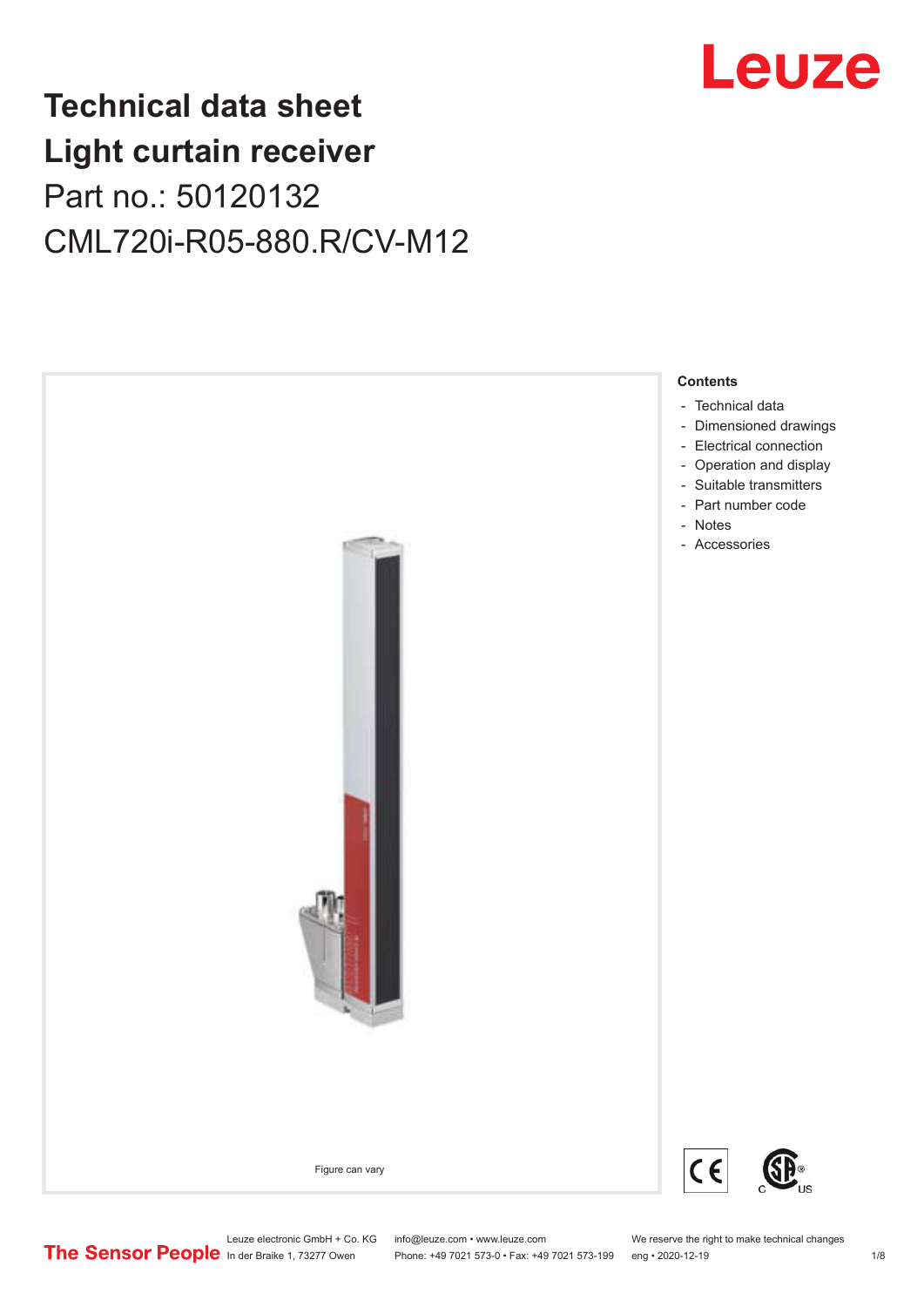# Technical data sheet

# Light curtain receiver

Part no.: 50120132

CML720i-R05-880.R/CV-M12

Figure can vary

**Contents**

- Technical data
- Dimensioned drawings
- Electrical connection
- Operation and display
- Suitable transmitters
- Part number code
- Notes
- Accessories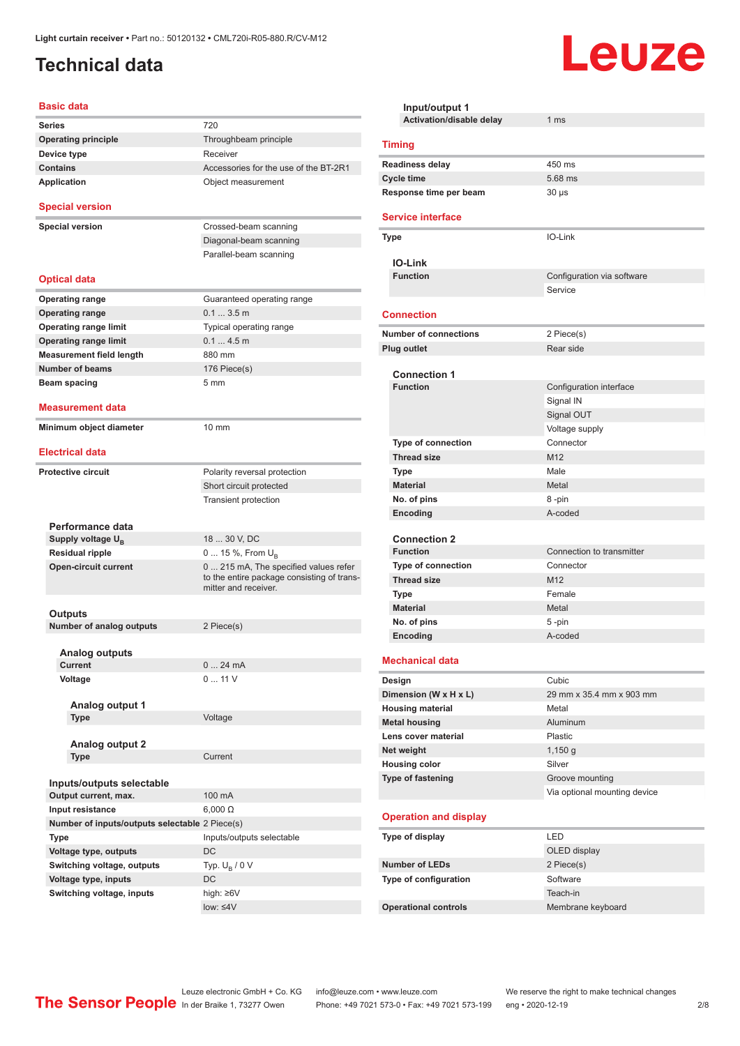# Technical data

## Basic data

| | |
|---|---|
| **Series** | 720 |
| **Operating principle** | Throughbeam principle |
| **Device type** | Receiver |
| **Contains** | Accessories for the use of the BT-2R1 |
| **Application** | Object measurement |

## Special version

| | |
|---|---|
| **Special version** | Crossed-beam scanning |
| | Diagonal-beam scanning |
| | Parallel-beam scanning |

## Optical data

| | |
|---|---|
| **Operating range** | Guaranteed operating range |
| **Operating range** | 0.1 ... 3.5 m |
| **Operating range limit** | Typical operating range |
| **Operating range limit** | 0.1 ... 4.5 m |
| **Measurement field length** | 880 mm |
| **Number of beams** | 176 Piece(s) |
| **Beam spacing** | 5 mm |

## Measurement data

| | |
|---|---|
| **Minimum object diameter** | 10 mm |

## Electrical data

| | |
|---|---|
| **Protective circuit** | Polarity reversal protection |
| | Short circuit protected |
| | Transient protection |

### Performance data

| | |
|---|---|
| **Supply voltage $U_B$** | 18 ... 30 V, DC |
| **Residual ripple** | 0 ... 15 %, From $U_B$ |
| **Open-circuit current** | 0 ... 215 mA, The specified values refer to the entire package consisting of transmitter and receiver. |

### Outputs

| | |
|---|---|
| **Number of analog outputs** | 2 Piece(s) |

#### Analog outputs

| | |
|---|---|
| **Current** | 0 ... 24 mA |
| **Voltage** | 0 ... 11 V |

##### Analog output 1

| | |
|---|---|
| **Type** | Voltage |

##### Analog output 2

| | |
|---|---|
| **Type** | Current |

### Inputs/outputs selectable

| | |
|---|---|
| **Output current, max.** | 100 mA |
| **Input resistance** | 6,000 Ω |
| **Number of inputs/outputs selectable** | 2 Piece(s) |
| **Type** | Inputs/outputs selectable |
| **Voltage type, outputs** | DC |
| **Switching voltage, outputs** | Typ. $U_B$ / 0 V |
| **Voltage type, inputs** | DC |
| **Switching voltage, inputs** | high: ≥6V |
| | low: ≤4V |

### Input/output 1

| | |
|---|---|
| **Activation/disable delay** | 1 ms |

## Timing

| | |
|---|---|
| **Readiness delay** | 450 ms |
| **Cycle time** | 5.68 ms |
| **Response time per beam** | 30 µs |

## Service interface

| | |
|---|---|
| **Type** | IO-Link |

### IO-Link

| | |
|---|---|
| **Function** | Configuration via software |
| | Service |

## Connection

| | |
|---|---|
| **Number of connections** | 2 Piece(s) |
| **Plug outlet** | Rear side |

### Connection 1

| | |
|---|---|
| **Function** | Configuration interface |
| | Signal IN |
| | Signal OUT |
| | Voltage supply |
| **Type of connection** | Connector |
| **Thread size** | M12 |
| **Type** | Male |
| **Material** | Metal |
| **No. of pins** | 8 -pin |
| **Encoding** | A-coded |

### Connection 2

| | |
|---|---|
| **Function** | Connection to transmitter |
| **Type of connection** | Connector |
| **Thread size** | M12 |
| **Type** | Female |
| **Material** | Metal |
| **No. of pins** | 5 -pin |
| **Encoding** | A-coded |

## Mechanical data

| | |
|---|---|
| **Design** | Cubic |
| **Dimension (W x H x L)** | 29 mm x 35.4 mm x 903 mm |
| **Housing material** | Metal |
| **Metal housing** | Aluminum |
| **Lens cover material** | Plastic |
| **Net weight** | 1,150 g |
| **Housing color** | Silver |
| **Type of fastening** | Groove mounting |
| | Via optional mounting device |

## Operation and display

| | |
|---|---|
| **Type of display** | LED |
| | OLED display |
| **Number of LEDs** | 2 Piece(s) |
| **Type of configuration** | Software |
| | Teach-in |
| **Operational controls** | Membrane keyboard |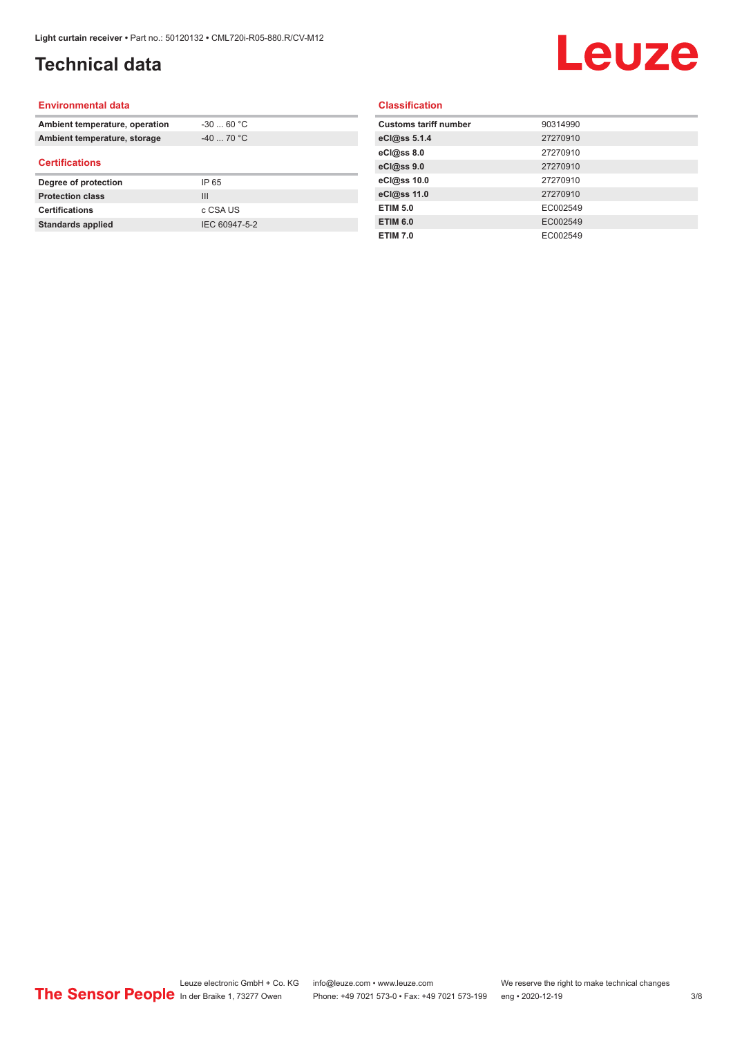# Technical data

## Environmental data

| | |
|---|---|
| **Ambient temperature, operation** | -30 ... 60 °C |
| **Ambient temperature, storage** | -40 ... 70 °C |

## Certifications

| | |
|---|---|
| **Degree of protection** | IP 65 |
| **Protection class** | III |
| **Certifications** | c CSA US |
| **Standards applied** | IEC 60947-5-2 |

## Classification

| | |
|---|---|
| **Customs tariff number** | 90314990 |
| **eCl@ss 5.1.4** | 27270910 |
| **eCl@ss 8.0** | 27270910 |
| **eCl@ss 9.0** | 27270910 |
| **eCl@ss 10.0** | 27270910 |
| **eCl@ss 11.0** | 27270910 |
| **ETIM 5.0** | EC002549 |
| **ETIM 6.0** | EC002549 |
| **ETIM 7.0** | EC002549 |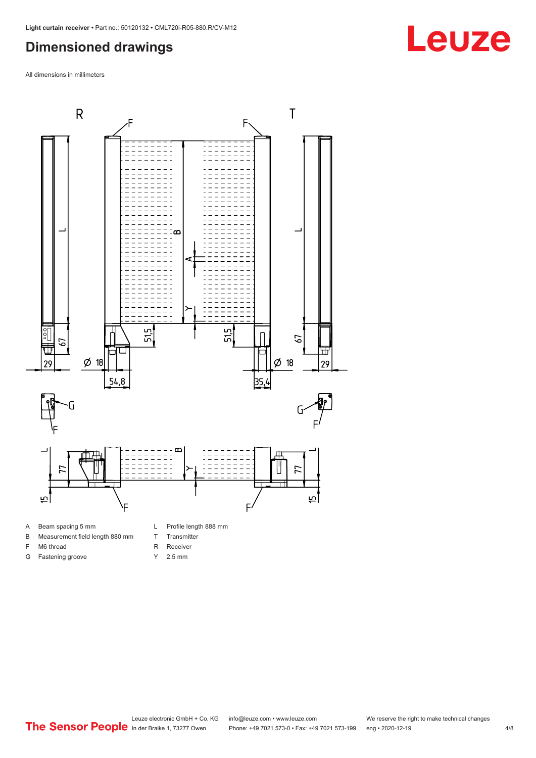## Dimensioned drawings

All dimensions in millimeters

| | | | |
|---|---|---|---|
| A | Beam spacing 5 mm | L | Profile length 888 mm |
| B | Measurement field length 880 mm | T | Transmitter |
| F | M6 thread | R | Receiver |
| G | Fastening groove | Y | 2.5 mm |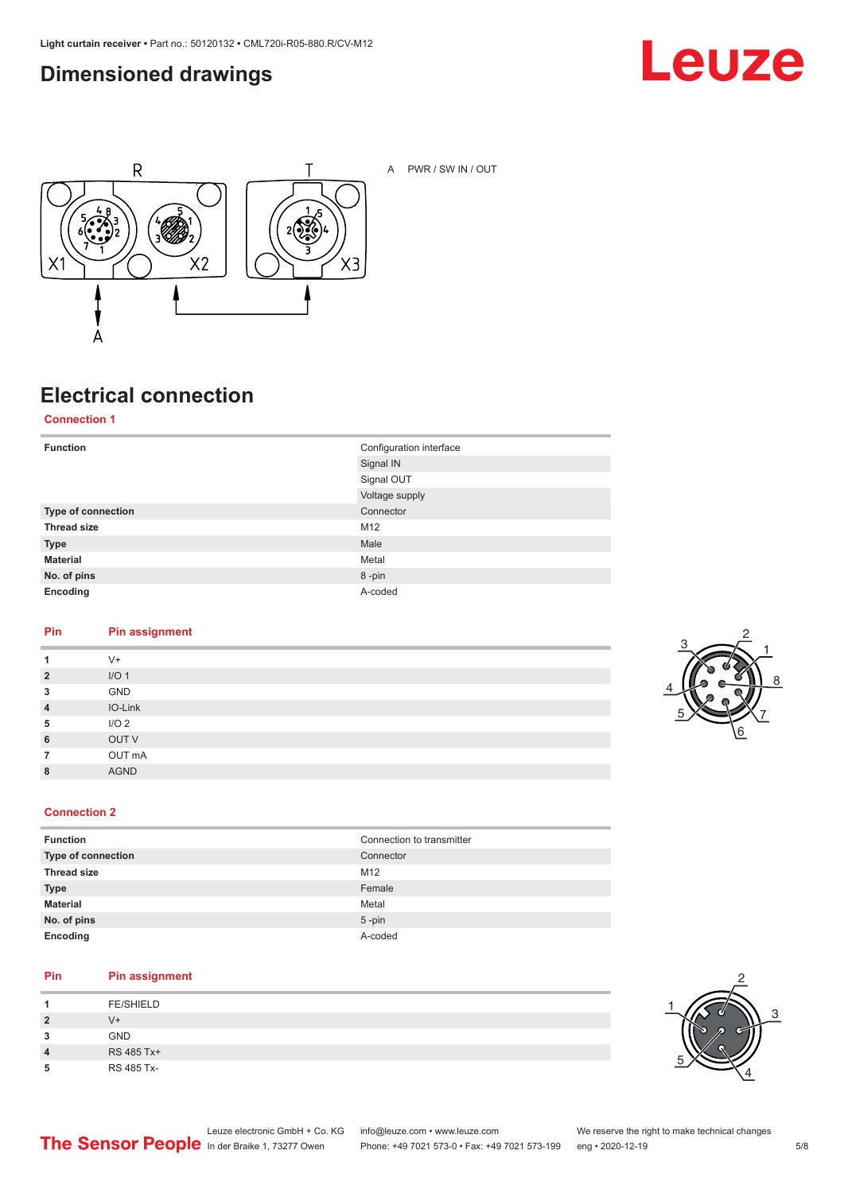## Dimensioned drawings

A PWR / SW IN / OUT

## Electrical connection

### Connection 1

| | |
|---|---|
| **Function** | Configuration interface |
| | Signal IN |
| | Signal OUT |
| | Voltage supply |
| **Type of connection** | Connector |
| **Thread size** | M12 |
| **Type** | Male |
| **Material** | Metal |
| **No. of pins** | 8 -pin |
| **Encoding** | A-coded |

| Pin | Pin assignment |
|---|---|
| **1** | V+ |
| **2** | I/O 1 |
| **3** | GND |
| **4** | IO-Link |
| **5** | I/O 2 |
| **6** | OUT V |
| **7** | OUT mA |
| **8** | AGND |

### Connection 2

| | |
|---|---|
| **Function** | Connection to transmitter |
| **Type of connection** | Connector |
| **Thread size** | M12 |
| **Type** | Female |
| **Material** | Metal |
| **No. of pins** | 5 -pin |
| **Encoding** | A-coded |

| Pin | Pin assignment |
|---|---|
| **1** | FE/SHIELD |
| **2** | V+ |
| **3** | GND |
| **4** | RS 485 Tx+ |
| **5** | RS 485 Tx- |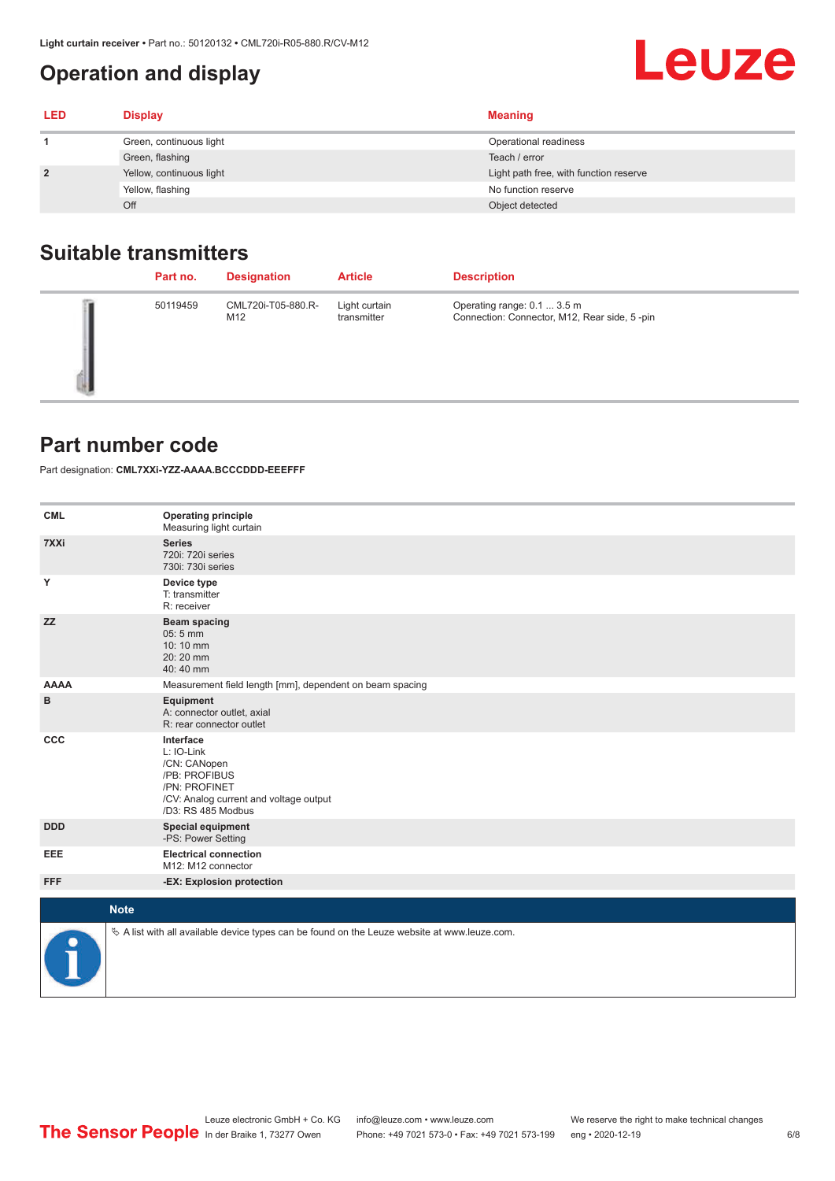## Operation and display

| LED | Display | Meaning |
|---|---|---|
| 1 | Green, continuous light | Operational readiness |
| | Green, flashing | Teach / error |
| 2 | Yellow, continuous light | Light path free, with function reserve |
| | Yellow, flashing | No function reserve |
| | Off | Object detected |

## Suitable transmitters

| | Part no. | Designation | Article | Description |
|---|---|---|---|---|
| | 50119459 | CML720i-T05-880.R-M12 | Light curtain transmitter | Operating range: 0.1 ... 3.5 m<br>Connection: Connector, M12, Rear side, 5 -pin |

## Part number code

Part designation: **CML7XXi-YZZ-AAAA.BCCCDDD-EEEFFF**

| | |
|---|---|
| **CML** | **Operating principle**<br>Measuring light curtain |
| **7XXi** | **Series**<br>720i: 720i series<br>730i: 730i series |
| **Y** | **Device type**<br>T: transmitter<br>R: receiver |
| **ZZ** | **Beam spacing**<br>05: 5 mm<br>10: 10 mm<br>20: 20 mm<br>40: 40 mm |
| **AAAA** | Measurement field length [mm], dependent on beam spacing |
| **B** | **Equipment**<br>A: connector outlet, axial<br>R: rear connector outlet |
| **CCC** | **Interface**<br>L: IO-Link<br>/CN: CANopen<br>/PB: PROFIBUS<br>/PN: PROFINET<br>/CV: Analog current and voltage output<br>/D3: RS 485 Modbus |
| **DDD** | **Special equipment**<br>-PS: Power Setting |
| **EEE** | **Electrical connection**<br>M12: M12 connector |
| **FFF** | **-EX: Explosion protection** |

**Note**

A list with all available device types can be found on the Leuze website at www.leuze.com.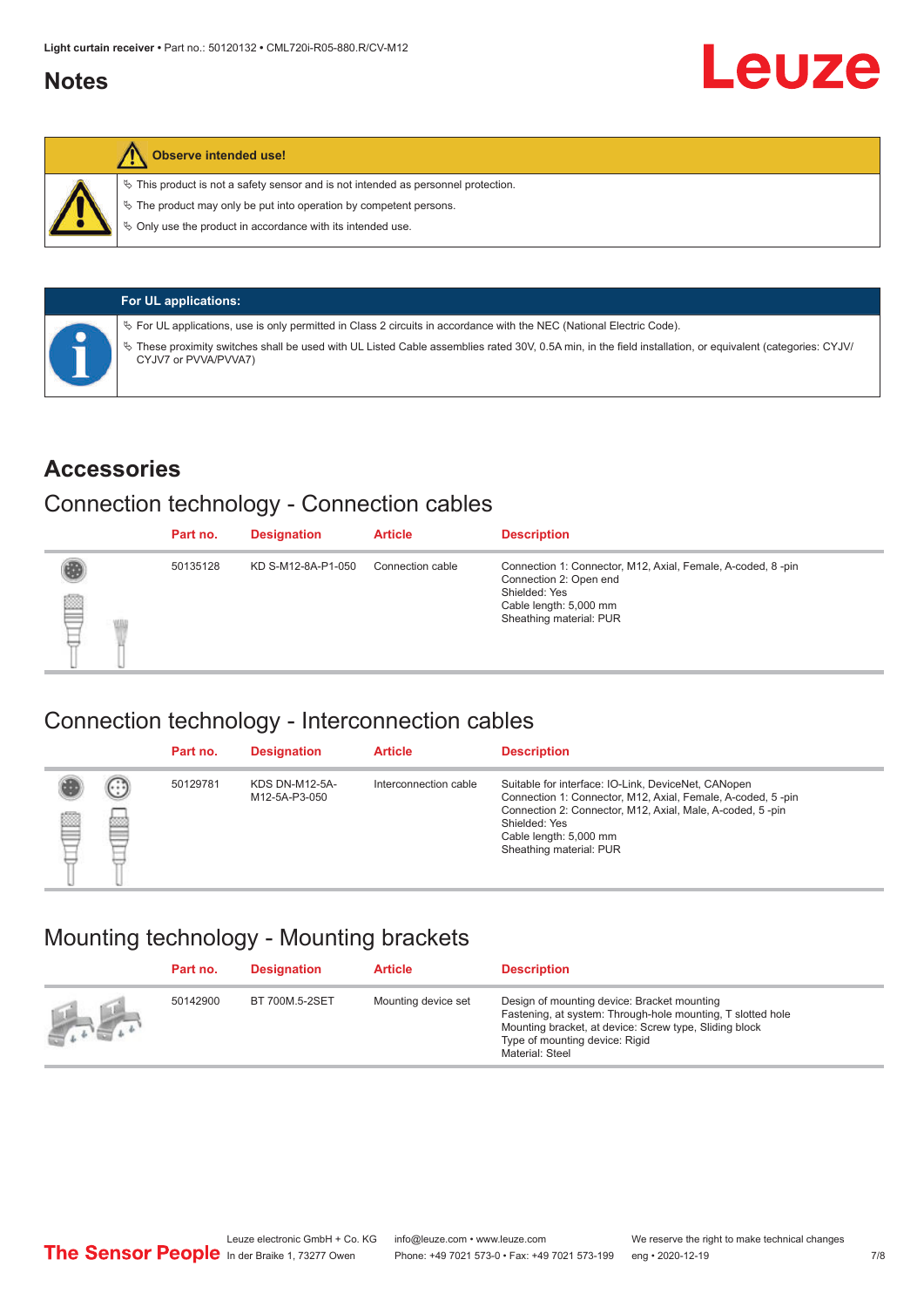## Notes

**Observe intended use!**

- This product is not a safety sensor and is not intended as personnel protection.
- The product may only be put into operation by competent persons.
- Only use the product in accordance with its intended use.

**For UL applications:**

- For UL applications, use is only permitted in Class 2 circuits in accordance with the NEC (National Electric Code).
- These proximity switches shall be used with UL Listed Cable assemblies rated 30V, 0.5A min, in the field installation, or equivalent (categories: CYJV/ CYJV7 or PVVA/PVVA7)

## Accessories

### Connection technology - Connection cables

| Part no. | Designation | Article | Description |
|---|---|---|---|
| 50135128 | KD S-M12-8A-P1-050 | Connection cable | Connection 1: Connector, M12, Axial, Female, A-coded, 8 -pin<br>Connection 2: Open end<br>Shielded: Yes<br>Cable length: 5,000 mm<br>Sheathing material: PUR |

### Connection technology - Interconnection cables

| Part no. | Designation | Article | Description |
|---|---|---|---|
| 50129781 | KDS DN-M12-5A-M12-5A-P3-050 | Interconnection cable | Suitable for interface: IO-Link, DeviceNet, CANopen<br>Connection 1: Connector, M12, Axial, Female, A-coded, 5 -pin<br>Connection 2: Connector, M12, Axial, Male, A-coded, 5 -pin<br>Shielded: Yes<br>Cable length: 5,000 mm<br>Sheathing material: PUR |

### Mounting technology - Mounting brackets

| Part no. | Designation | Article | Description |
|---|---|---|---|
| 50142900 | BT 700M.5-2SET | Mounting device set | Design of mounting device: Bracket mounting<br>Fastening, at system: Through-hole mounting, T slotted hole<br>Mounting bracket, at device: Screw type, Sliding block<br>Type of mounting device: Rigid<br>Material: Steel |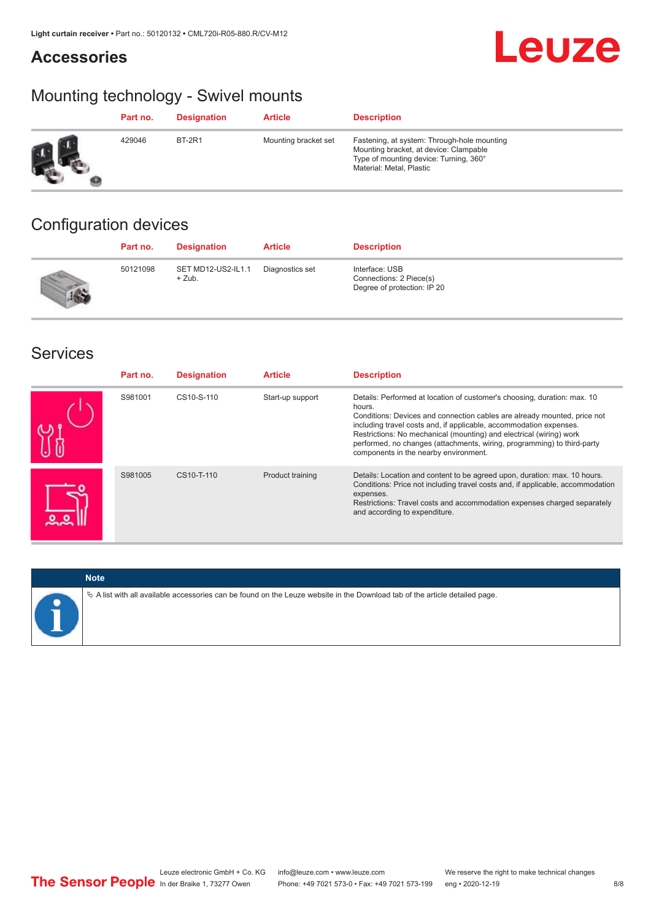## Accessories

## Mounting technology - Swivel mounts

| | Part no. | Designation | Article | Description |
|---|---|---|---|---|
| | 429046 | BT-2R1 | Mounting bracket set | Fastening, at system: Through-hole mounting<br>Mounting bracket, at device: Clampable<br>Type of mounting device: Turning, 360°<br>Material: Metal, Plastic |

## Configuration devices

| | Part no. | Designation | Article | Description |
|---|---|---|---|---|
| | 50121098 | SET MD12-US2-IL1.1 + Zub. | Diagnostics set | Interface: USB<br>Connections: 2 Piece(s)<br>Degree of protection: IP 20 |

## Services

| | Part no. | Designation | Article | Description |
|---|---|---|---|---|
| | S981001 | CS10-S-110 | Start-up support | Details: Performed at location of customer's choosing, duration: max. 10 hours.<br>Conditions: Devices and connection cables are already mounted, price not including travel costs and, if applicable, accommodation expenses.<br>Restrictions: No mechanical (mounting) and electrical (wiring) work performed, no changes (attachments, wiring, programming) to third-party components in the nearby environment. |
| | S981005 | CS10-T-110 | Product training | Details: Location and content to be agreed upon, duration: max. 10 hours.<br>Conditions: Price not including travel costs and, if applicable, accommodation expenses.<br>Restrictions: Travel costs and accommodation expenses charged separately and according to expenditure. |

**Note**

↳ A list with all available accessories can be found on the Leuze website in the Download tab of the article detailed page.